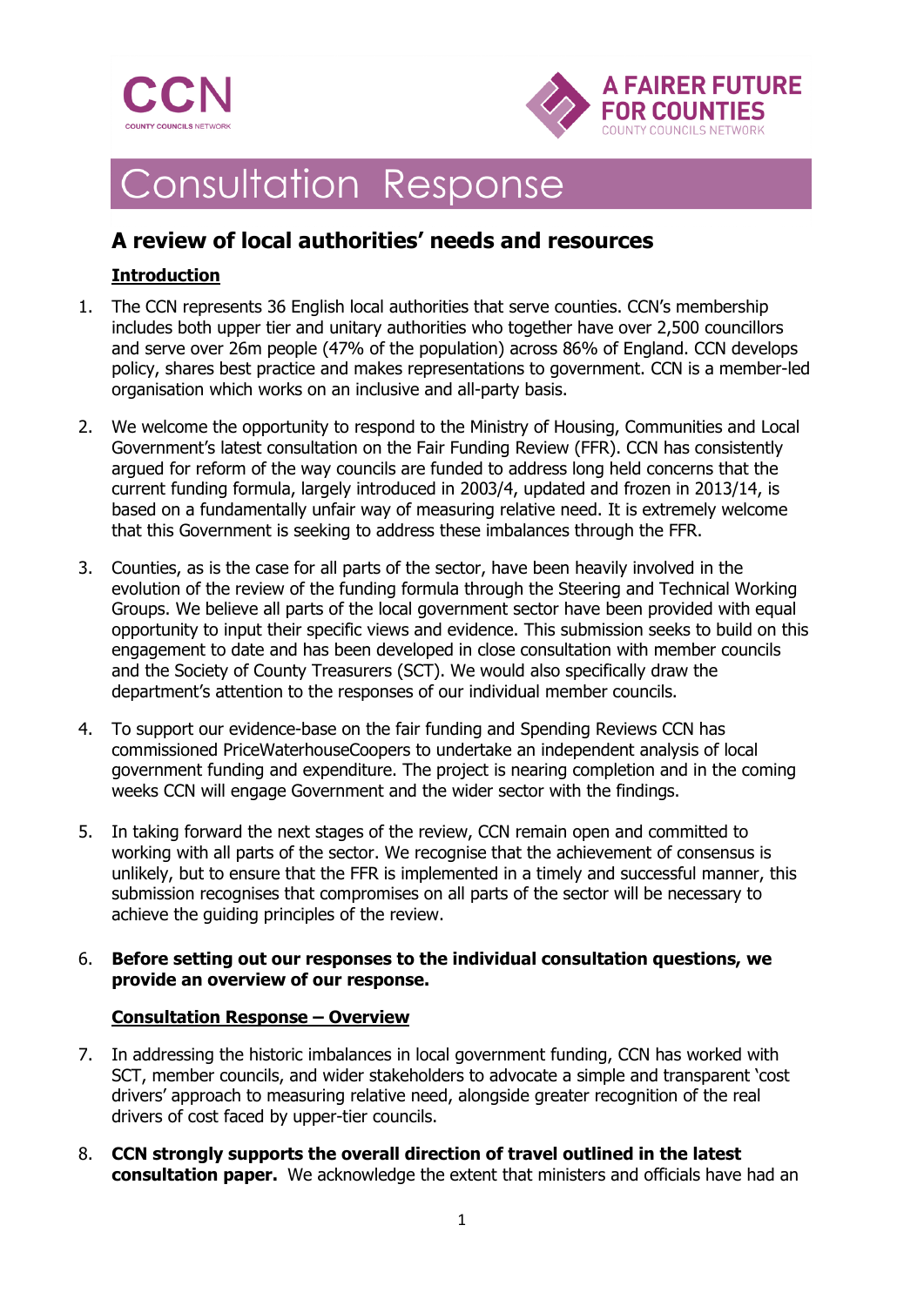# Consultation Response

## A review of local authorities' needs and resources

### Introduction

1. The CCN represents 36 English local authorities that serve counties. CCN's membership includes both upper tier and unitary authorities who together have over 2,500 councillors and serve over 26m people (47% of the population) across 86% of England. CCN develops policy, shares best practice and makes representations to government. CCN is a member-led organisation which works on an inclusive and all-party basis.

2. We welcome the opportunity to respond to the Ministry of Housing, Communities and Local Government's latest consultation on the Fair Funding Review (FFR). CCN has consistently argued for reform of the way councils are funded to address long held concerns that the current funding formula, largely introduced in 2003/4, updated and frozen in 2013/14, is based on a fundamentally unfair way of measuring relative need. It is extremely welcome that this Government is seeking to address these imbalances through the FFR.

3. Counties, as is the case for all parts of the sector, have been heavily involved in the evolution of the review of the funding formula through the Steering and Technical Working Groups. We believe all parts of the local government sector have been provided with equal opportunity to input their specific views and evidence. This submission seeks to build on this engagement to date and has been developed in close consultation with member councils and the Society of County Treasurers (SCT). We would also specifically draw the department's attention to the responses of our individual member councils.

4. To support our evidence-base on the fair funding and Spending Reviews CCN has commissioned PriceWaterhouseCoopers to undertake an independent analysis of local government funding and expenditure. The project is nearing completion and in the coming weeks CCN will engage Government and the wider sector with the findings.

5. In taking forward the next stages of the review, CCN remain open and committed to working with all parts of the sector. We recognise that the achievement of consensus is unlikely, but to ensure that the FFR is implemented in a timely and successful manner, this submission recognises that compromises on all parts of the sector will be necessary to achieve the guiding principles of the review.

6. **Before setting out our responses to the individual consultation questions, we provide an overview of our response.**

### Consultation Response – Overview

7. In addressing the historic imbalances in local government funding, CCN has worked with SCT, member councils, and wider stakeholders to advocate a simple and transparent 'cost drivers' approach to measuring relative need, alongside greater recognition of the real drivers of cost faced by upper-tier councils.

8. **CCN strongly supports the overall direction of travel outlined in the latest consultation paper.** We acknowledge the extent that ministers and officials have had an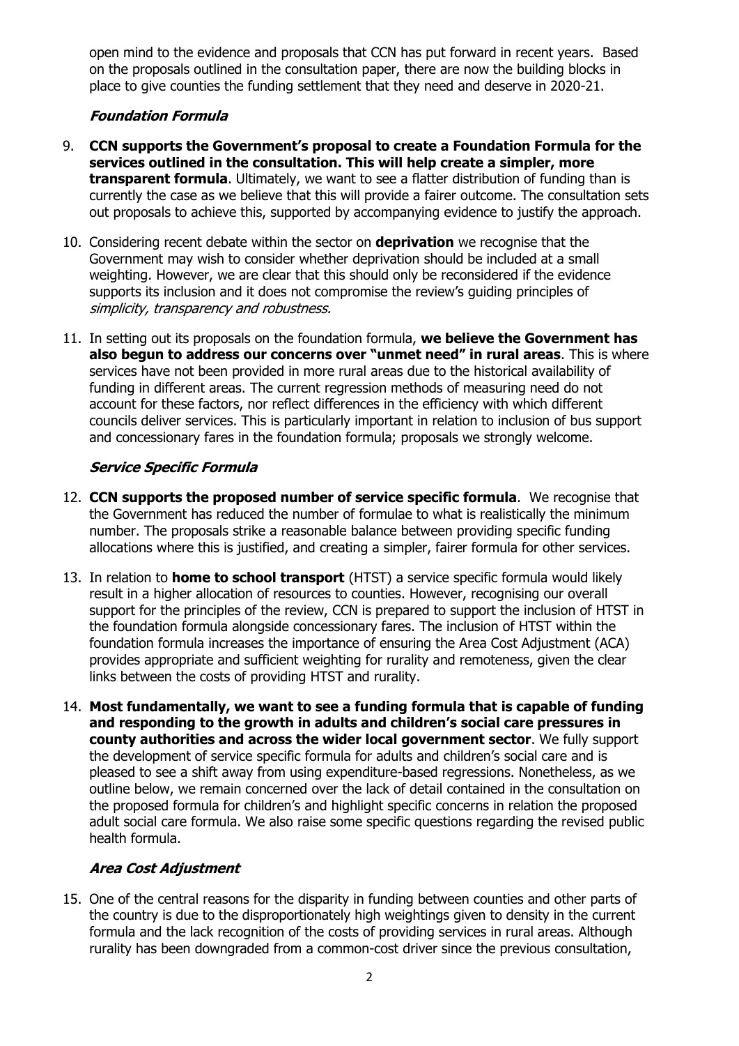open mind to the evidence and proposals that CCN has put forward in recent years. Based on the proposals outlined in the consultation paper, there are now the building blocks in place to give counties the funding settlement that they need and deserve in 2020-21.

### *Foundation Formula*

9. **CCN supports the Government's proposal to create a Foundation Formula for the services outlined in the consultation. This will help create a simpler, more transparent formula**. Ultimately, we want to see a flatter distribution of funding than is currently the case as we believe that this will provide a fairer outcome. The consultation sets out proposals to achieve this, supported by accompanying evidence to justify the approach.

10. Considering recent debate within the sector on **deprivation** we recognise that the Government may wish to consider whether deprivation should be included at a small weighting. However, we are clear that this should only be reconsidered if the evidence supports its inclusion and it does not compromise the review's guiding principles of *simplicity, transparency and robustness.*

11. In setting out its proposals on the foundation formula, **we believe the Government has also begun to address our concerns over "unmet need" in rural areas**. This is where services have not been provided in more rural areas due to the historical availability of funding in different areas. The current regression methods of measuring need do not account for these factors, nor reflect differences in the efficiency with which different councils deliver services. This is particularly important in relation to inclusion of bus support and concessionary fares in the foundation formula; proposals we strongly welcome.

### *Service Specific Formula*

12. **CCN supports the proposed number of service specific formula**. We recognise that the Government has reduced the number of formulae to what is realistically the minimum number. The proposals strike a reasonable balance between providing specific funding allocations where this is justified, and creating a simpler, fairer formula for other services.

13. In relation to **home to school transport** (HTST) a service specific formula would likely result in a higher allocation of resources to counties. However, recognising our overall support for the principles of the review, CCN is prepared to support the inclusion of HTST in the foundation formula alongside concessionary fares. The inclusion of HTST within the foundation formula increases the importance of ensuring the Area Cost Adjustment (ACA) provides appropriate and sufficient weighting for rurality and remoteness, given the clear links between the costs of providing HTST and rurality.

14. **Most fundamentally, we want to see a funding formula that is capable of funding and responding to the growth in adults and children's social care pressures in county authorities and across the wider local government sector**. We fully support the development of service specific formula for adults and children's social care and is pleased to see a shift away from using expenditure-based regressions. Nonetheless, as we outline below, we remain concerned over the lack of detail contained in the consultation on the proposed formula for children's and highlight specific concerns in relation the proposed adult social care formula. We also raise some specific questions regarding the revised public health formula.

### *Area Cost Adjustment*

15. One of the central reasons for the disparity in funding between counties and other parts of the country is due to the disproportionately high weightings given to density in the current formula and the lack recognition of the costs of providing services in rural areas. Although rurality has been downgraded from a common-cost driver since the previous consultation,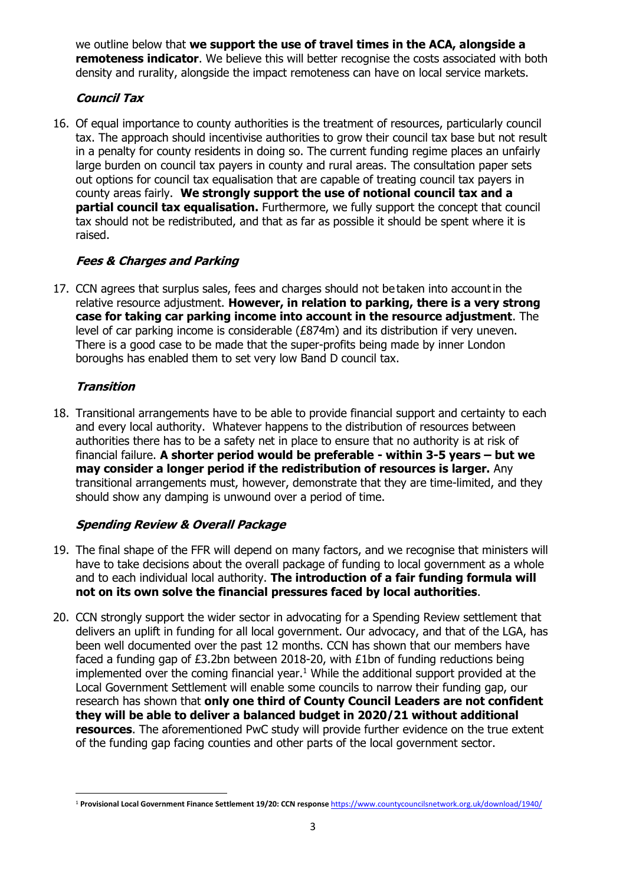we outline below that **we support the use of travel times in the ACA, alongside a remoteness indicator**. We believe this will better recognise the costs associated with both density and rurality, alongside the impact remoteness can have on local service markets.

### ***Council Tax***

16. Of equal importance to county authorities is the treatment of resources, particularly council tax. The approach should incentivise authorities to grow their council tax base but not result in a penalty for county residents in doing so. The current funding regime places an unfairly large burden on council tax payers in county and rural areas. The consultation paper sets out options for council tax equalisation that are capable of treating council tax payers in county areas fairly. **We strongly support the use of notional council tax and a partial council tax equalisation.** Furthermore, we fully support the concept that council tax should not be redistributed, and that as far as possible it should be spent where it is raised.

### ***Fees & Charges and Parking***

17. CCN agrees that surplus sales, fees and charges should not be taken into account in the relative resource adjustment. **However, in relation to parking, there is a very strong case for taking car parking income into account in the resource adjustment**. The level of car parking income is considerable (£874m) and its distribution if very uneven. There is a good case to be made that the super-profits being made by inner London boroughs has enabled them to set very low Band D council tax.

### ***Transition***

18. Transitional arrangements have to be able to provide financial support and certainty to each and every local authority. Whatever happens to the distribution of resources between authorities there has to be a safety net in place to ensure that no authority is at risk of financial failure. **A shorter period would be preferable - within 3-5 years – but we may consider a longer period if the redistribution of resources is larger.** Any transitional arrangements must, however, demonstrate that they are time-limited, and they should show any damping is unwound over a period of time.

### ***Spending Review & Overall Package***

19. The final shape of the FFR will depend on many factors, and we recognise that ministers will have to take decisions about the overall package of funding to local government as a whole and to each individual local authority. **The introduction of a fair funding formula will not on its own solve the financial pressures faced by local authorities**.

20. CCN strongly support the wider sector in advocating for a Spending Review settlement that delivers an uplift in funding for all local government. Our advocacy, and that of the LGA, has been well documented over the past 12 months. CCN has shown that our members have faced a funding gap of £3.2bn between 2018-20, with £1bn of funding reductions being implemented over the coming financial year.[1] While the additional support provided at the Local Government Settlement will enable some councils to narrow their funding gap, our research has shown that **only one third of County Council Leaders are not confident they will be able to deliver a balanced budget in 2020/21 without additional resources**. The aforementioned PwC study will provide further evidence on the true extent of the funding gap facing counties and other parts of the local government sector.

---

[1] **Provisional Local Government Finance Settlement 19/20: CCN response** https://www.countycouncilsnetwork.org.uk/download/1940/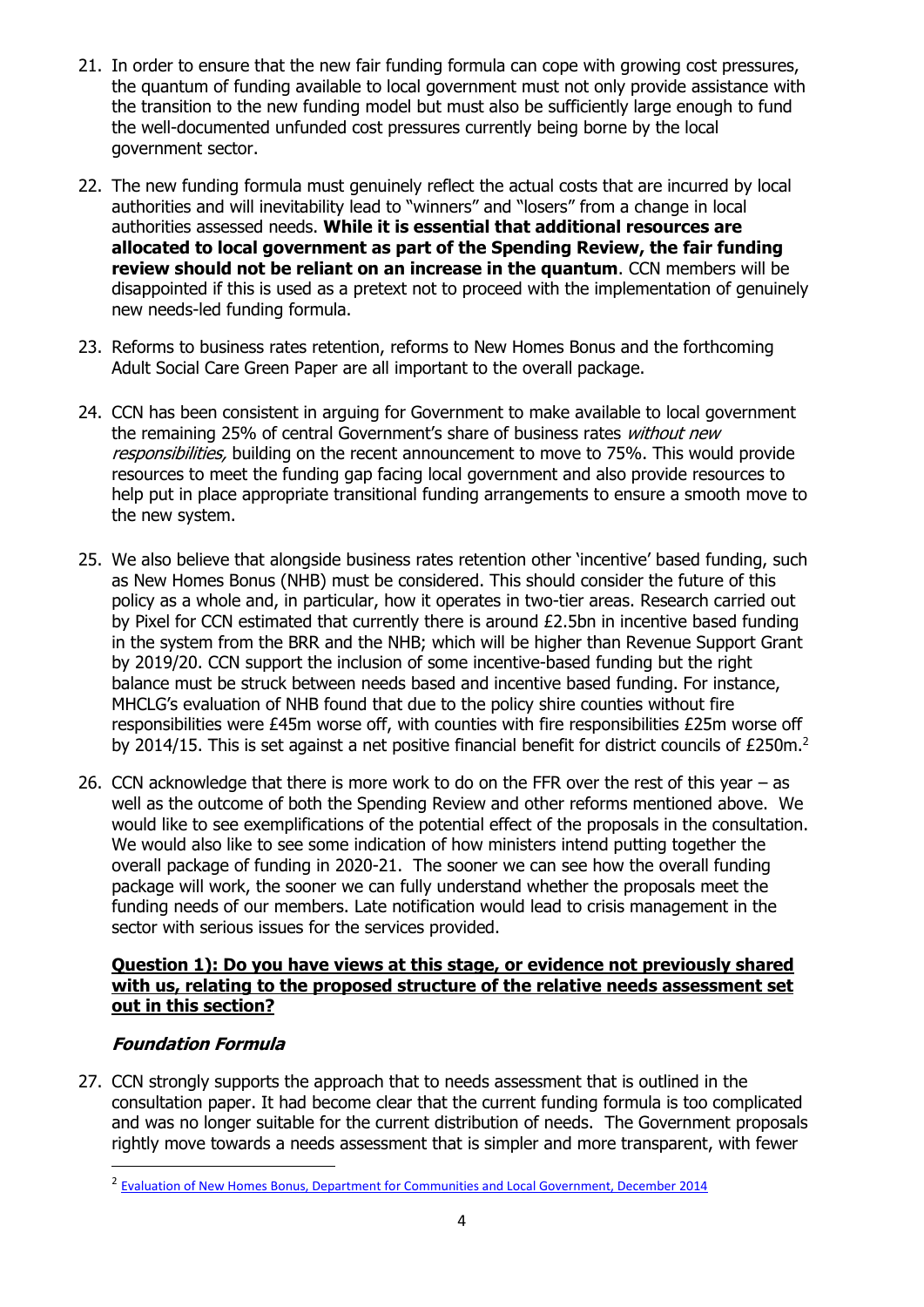21. In order to ensure that the new fair funding formula can cope with growing cost pressures, the quantum of funding available to local government must not only provide assistance with the transition to the new funding model but must also be sufficiently large enough to fund the well-documented unfunded cost pressures currently being borne by the local government sector.

22. The new funding formula must genuinely reflect the actual costs that are incurred by local authorities and will inevitability lead to "winners" and "losers" from a change in local authorities assessed needs. **While it is essential that additional resources are allocated to local government as part of the Spending Review, the fair funding review should not be reliant on an increase in the quantum**. CCN members will be disappointed if this is used as a pretext not to proceed with the implementation of genuinely new needs-led funding formula.

23. Reforms to business rates retention, reforms to New Homes Bonus and the forthcoming Adult Social Care Green Paper are all important to the overall package.

24. CCN has been consistent in arguing for Government to make available to local government the remaining 25% of central Government's share of business rates *without new responsibilities,* building on the recent announcement to move to 75%. This would provide resources to meet the funding gap facing local government and also provide resources to help put in place appropriate transitional funding arrangements to ensure a smooth move to the new system.

25. We also believe that alongside business rates retention other 'incentive' based funding, such as New Homes Bonus (NHB) must be considered. This should consider the future of this policy as a whole and, in particular, how it operates in two-tier areas. Research carried out by Pixel for CCN estimated that currently there is around £2.5bn in incentive based funding in the system from the BRR and the NHB; which will be higher than Revenue Support Grant by 2019/20. CCN support the inclusion of some incentive-based funding but the right balance must be struck between needs based and incentive based funding. For instance, MHCLG's evaluation of NHB found that due to the policy shire counties without fire responsibilities were £45m worse off, with counties with fire responsibilities £25m worse off by 2014/15. This is set against a net positive financial benefit for district councils of £250m.[2]

26. CCN acknowledge that there is more work to do on the FFR over the rest of this year – as well as the outcome of both the Spending Review and other reforms mentioned above. We would like to see exemplifications of the potential effect of the proposals in the consultation. We would also like to see some indication of how ministers intend putting together the overall package of funding in 2020-21. The sooner we can see how the overall funding package will work, the sooner we can fully understand whether the proposals meet the funding needs of our members. Late notification would lead to crisis management in the sector with serious issues for the services provided.

**Question 1): Do you have views at this stage, or evidence not previously shared with us, relating to the proposed structure of the relative needs assessment set out in this section?**

### *Foundation Formula*

27. CCN strongly supports the approach that to needs assessment that is outlined in the consultation paper. It had become clear that the current funding formula is too complicated and was no longer suitable for the current distribution of needs. The Government proposals rightly move towards a needs assessment that is simpler and more transparent, with fewer

---

[2] Evaluation of New Homes Bonus, Department for Communities and Local Government, December 2014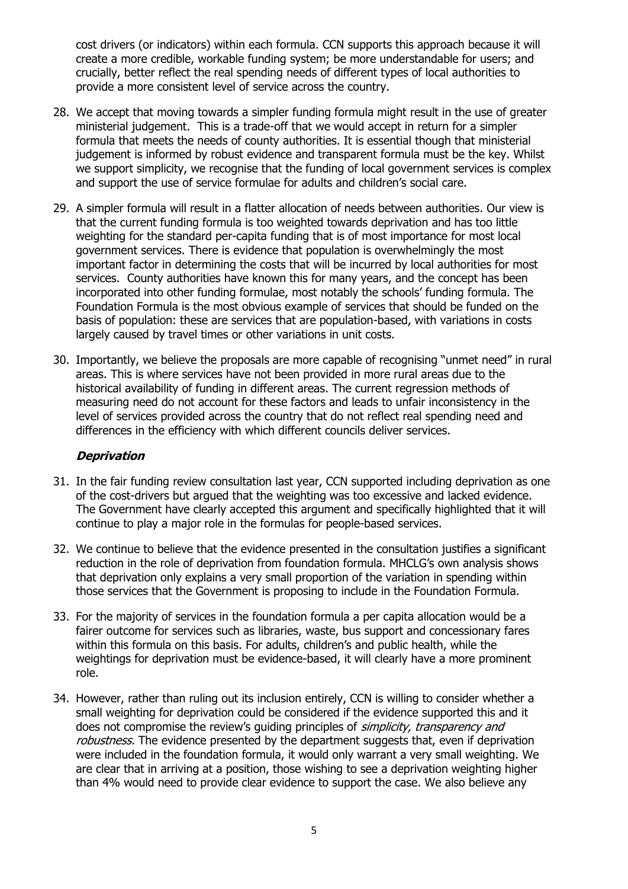cost drivers (or indicators) within each formula. CCN supports this approach because it will create a more credible, workable funding system; be more understandable for users; and crucially, better reflect the real spending needs of different types of local authorities to provide a more consistent level of service across the country.

28. We accept that moving towards a simpler funding formula might result in the use of greater ministerial judgement. This is a trade-off that we would accept in return for a simpler formula that meets the needs of county authorities. It is essential though that ministerial judgement is informed by robust evidence and transparent formula must be the key. Whilst we support simplicity, we recognise that the funding of local government services is complex and support the use of service formulae for adults and children's social care.

29. A simpler formula will result in a flatter allocation of needs between authorities. Our view is that the current funding formula is too weighted towards deprivation and has too little weighting for the standard per-capita funding that is of most importance for most local government services. There is evidence that population is overwhelmingly the most important factor in determining the costs that will be incurred by local authorities for most services. County authorities have known this for many years, and the concept has been incorporated into other funding formulae, most notably the schools' funding formula. The Foundation Formula is the most obvious example of services that should be funded on the basis of population: these are services that are population-based, with variations in costs largely caused by travel times or other variations in unit costs.

30. Importantly, we believe the proposals are more capable of recognising "unmet need" in rural areas. This is where services have not been provided in more rural areas due to the historical availability of funding in different areas. The current regression methods of measuring need do not account for these factors and leads to unfair inconsistency in the level of services provided across the country that do not reflect real spending need and differences in the efficiency with which different councils deliver services.

### *Deprivation*

31. In the fair funding review consultation last year, CCN supported including deprivation as one of the cost-drivers but argued that the weighting was too excessive and lacked evidence. The Government have clearly accepted this argument and specifically highlighted that it will continue to play a major role in the formulas for people-based services.

32. We continue to believe that the evidence presented in the consultation justifies a significant reduction in the role of deprivation from foundation formula. MHCLG's own analysis shows that deprivation only explains a very small proportion of the variation in spending within those services that the Government is proposing to include in the Foundation Formula.

33. For the majority of services in the foundation formula a per capita allocation would be a fairer outcome for services such as libraries, waste, bus support and concessionary fares within this formula on this basis. For adults, children's and public health, while the weightings for deprivation must be evidence-based, it will clearly have a more prominent role.

34. However, rather than ruling out its inclusion entirely, CCN is willing to consider whether a small weighting for deprivation could be considered if the evidence supported this and it does not compromise the review's guiding principles of *simplicity, transparency and robustness.* The evidence presented by the department suggests that, even if deprivation were included in the foundation formula, it would only warrant a very small weighting. We are clear that in arriving at a position, those wishing to see a deprivation weighting higher than 4% would need to provide clear evidence to support the case. We also believe any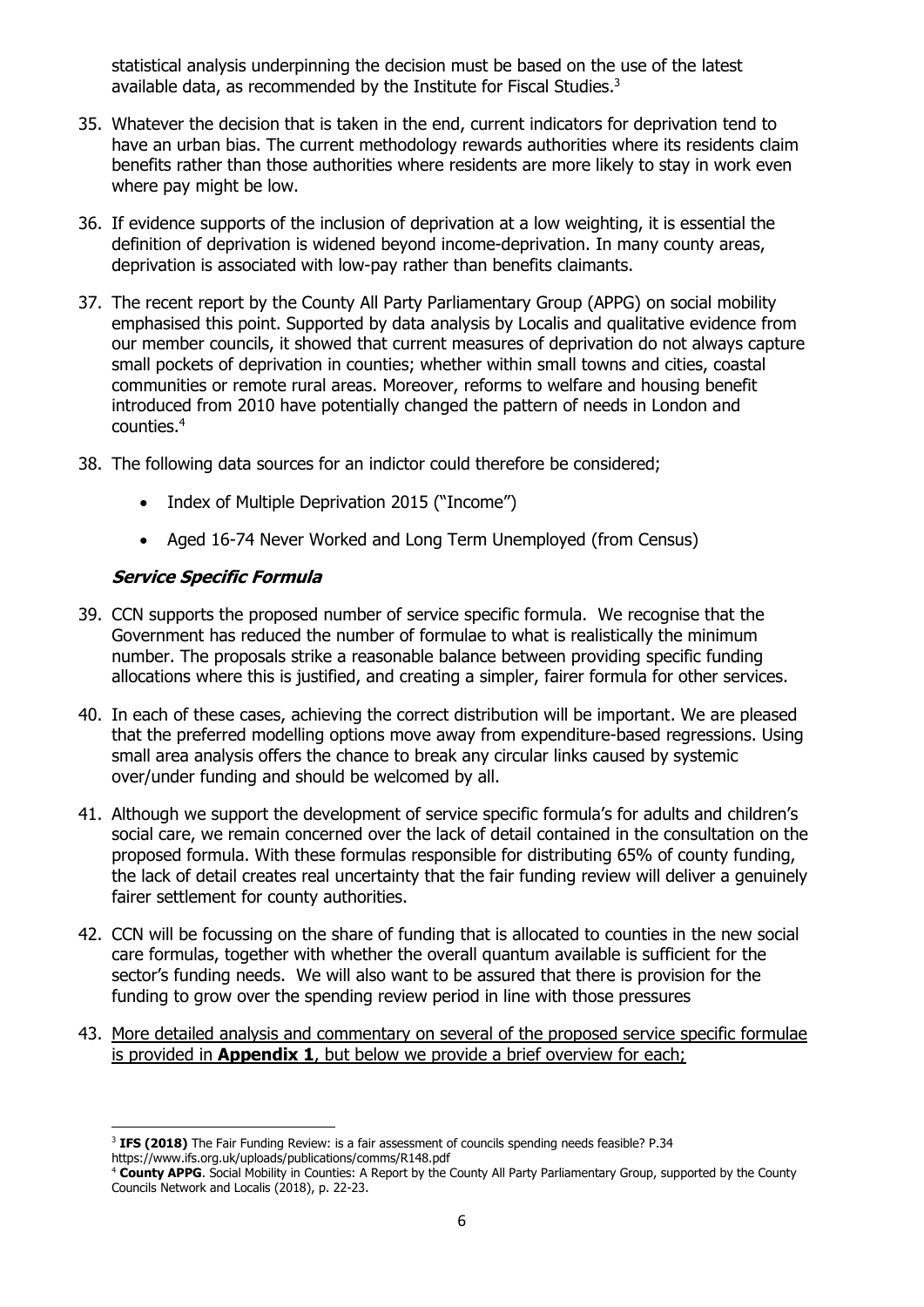statistical analysis underpinning the decision must be based on the use of the latest available data, as recommended by the Institute for Fiscal Studies.[3]

35. Whatever the decision that is taken in the end, current indicators for deprivation tend to have an urban bias. The current methodology rewards authorities where its residents claim benefits rather than those authorities where residents are more likely to stay in work even where pay might be low.

36. If evidence supports of the inclusion of deprivation at a low weighting, it is essential the definition of deprivation is widened beyond income-deprivation. In many county areas, deprivation is associated with low-pay rather than benefits claimants.

37. The recent report by the County All Party Parliamentary Group (APPG) on social mobility emphasised this point. Supported by data analysis by Localis and qualitative evidence from our member councils, it showed that current measures of deprivation do not always capture small pockets of deprivation in counties; whether within small towns and cities, coastal communities or remote rural areas. Moreover, reforms to welfare and housing benefit introduced from 2010 have potentially changed the pattern of needs in London and counties.[4]

38. The following data sources for an indictor could therefore be considered;

    - Index of Multiple Deprivation 2015 ("Income")
    - Aged 16-74 Never Worked and Long Term Unemployed (from Census)

### *Service Specific Formula*

39. CCN supports the proposed number of service specific formula. We recognise that the Government has reduced the number of formulae to what is realistically the minimum number. The proposals strike a reasonable balance between providing specific funding allocations where this is justified, and creating a simpler, fairer formula for other services.

40. In each of these cases, achieving the correct distribution will be important. We are pleased that the preferred modelling options move away from expenditure-based regressions. Using small area analysis offers the chance to break any circular links caused by systemic over/under funding and should be welcomed by all.

41. Although we support the development of service specific formula's for adults and children's social care, we remain concerned over the lack of detail contained in the consultation on the proposed formula. With these formulas responsible for distributing 65% of county funding, the lack of detail creates real uncertainty that the fair funding review will deliver a genuinely fairer settlement for county authorities.

42. CCN will be focussing on the share of funding that is allocated to counties in the new social care formulas, together with whether the overall quantum available is sufficient for the sector's funding needs. We will also want to be assured that there is provision for the funding to grow over the spending review period in line with those pressures

43. <u>More detailed analysis and commentary on several of the proposed service specific formulae is provided in **Appendix 1**, but below we provide a brief overview for each;</u>

---

[3] **IFS (2018)** The Fair Funding Review: is a fair assessment of councils spending needs feasible? P.34 https://www.ifs.org.uk/uploads/publications/comms/R148.pdf

[4] **County APPG**. Social Mobility in Counties: A Report by the County All Party Parliamentary Group, supported by the County Councils Network and Localis (2018), p. 22-23.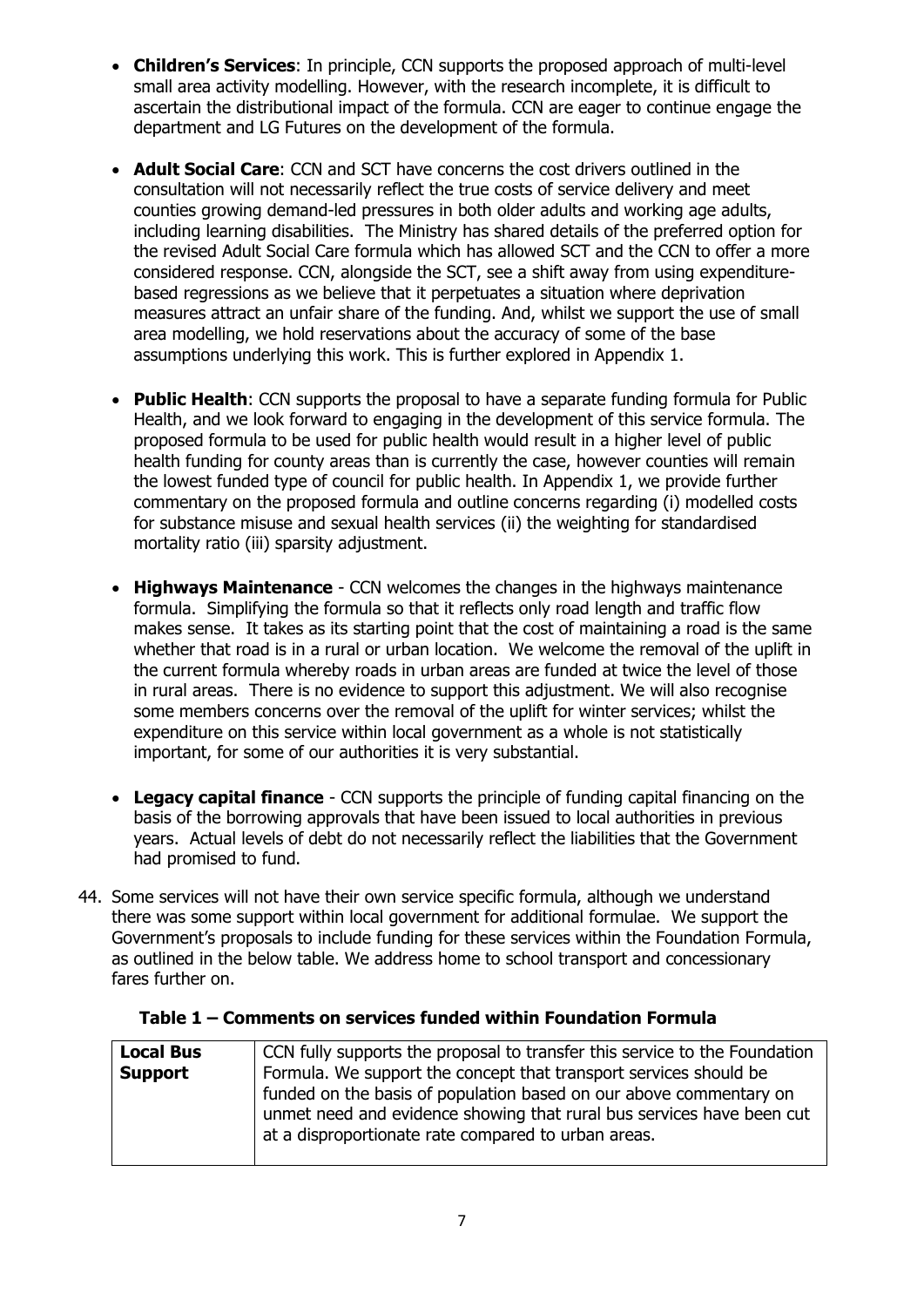- **Children's Services**: In principle, CCN supports the proposed approach of multi-level small area activity modelling. However, with the research incomplete, it is difficult to ascertain the distributional impact of the formula. CCN are eager to continue engage the department and LG Futures on the development of the formula.

- **Adult Social Care**: CCN and SCT have concerns the cost drivers outlined in the consultation will not necessarily reflect the true costs of service delivery and meet counties growing demand-led pressures in both older adults and working age adults, including learning disabilities. The Ministry has shared details of the preferred option for the revised Adult Social Care formula which has allowed SCT and the CCN to offer a more considered response. CCN, alongside the SCT, see a shift away from using expenditure-based regressions as we believe that it perpetuates a situation where deprivation measures attract an unfair share of the funding. And, whilst we support the use of small area modelling, we hold reservations about the accuracy of some of the base assumptions underlying this work. This is further explored in Appendix 1.

- **Public Health**: CCN supports the proposal to have a separate funding formula for Public Health, and we look forward to engaging in the development of this service formula. The proposed formula to be used for public health would result in a higher level of public health funding for county areas than is currently the case, however counties will remain the lowest funded type of council for public health. In Appendix 1, we provide further commentary on the proposed formula and outline concerns regarding (i) modelled costs for substance misuse and sexual health services (ii) the weighting for standardised mortality ratio (iii) sparsity adjustment.

- **Highways Maintenance** - CCN welcomes the changes in the highways maintenance formula. Simplifying the formula so that it reflects only road length and traffic flow makes sense. It takes as its starting point that the cost of maintaining a road is the same whether that road is in a rural or urban location. We welcome the removal of the uplift in the current formula whereby roads in urban areas are funded at twice the level of those in rural areas. There is no evidence to support this adjustment. We will also recognise some members concerns over the removal of the uplift for winter services; whilst the expenditure on this service within local government as a whole is not statistically important, for some of our authorities it is very substantial.

- **Legacy capital finance** - CCN supports the principle of funding capital financing on the basis of the borrowing approvals that have been issued to local authorities in previous years. Actual levels of debt do not necessarily reflect the liabilities that the Government had promised to fund.

44. Some services will not have their own service specific formula, although we understand there was some support within local government for additional formulae. We support the Government's proposals to include funding for these services within the Foundation Formula, as outlined in the below table. We address home to school transport and concessionary fares further on.

**Table 1 – Comments on services funded within Foundation Formula**

| | |
|---|---|
| **Local Bus Support** | CCN fully supports the proposal to transfer this service to the Foundation Formula. We support the concept that transport services should be funded on the basis of population based on our above commentary on unmet need and evidence showing that rural bus services have been cut at a disproportionate rate compared to urban areas. |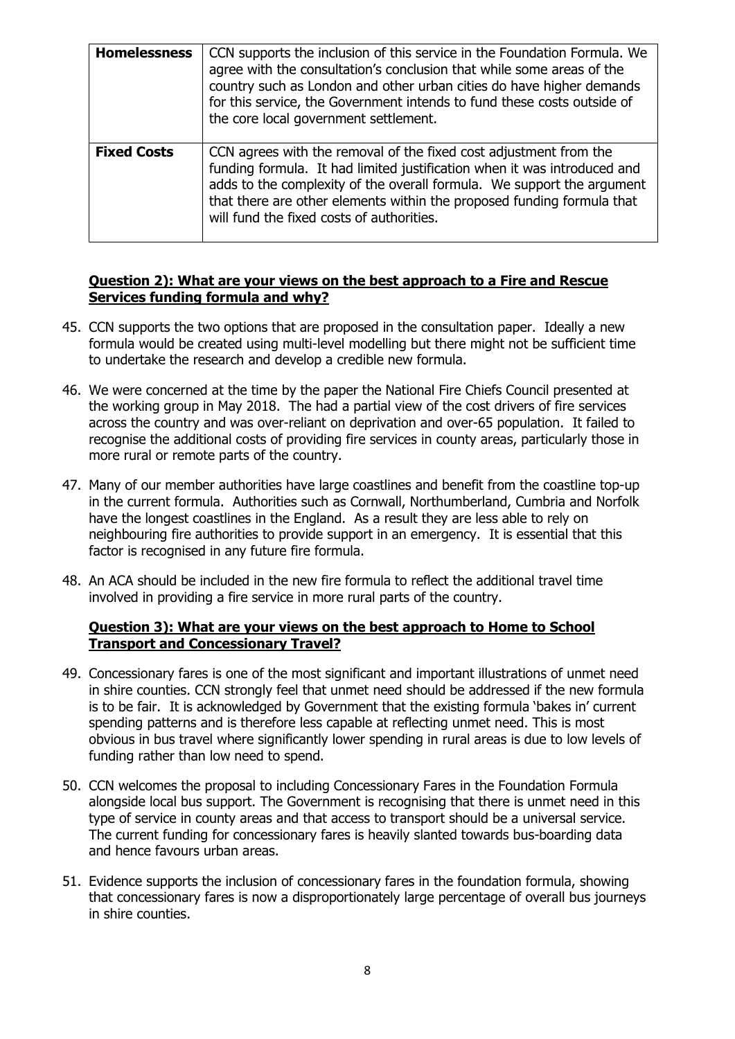| | |
| --- | --- |
| **Homelessness** | CCN supports the inclusion of this service in the Foundation Formula. We agree with the consultation's conclusion that while some areas of the country such as London and other urban cities do have higher demands for this service, the Government intends to fund these costs outside of the core local government settlement. |
| **Fixed Costs** | CCN agrees with the removal of the fixed cost adjustment from the funding formula. It had limited justification when it was introduced and adds to the complexity of the overall formula. We support the argument that there are other elements within the proposed funding formula that will fund the fixed costs of authorities. |

**Question 2): What are your views on the best approach to a Fire and Rescue Services funding formula and why?**

45. CCN supports the two options that are proposed in the consultation paper. Ideally a new formula would be created using multi-level modelling but there might not be sufficient time to undertake the research and develop a credible new formula.

46. We were concerned at the time by the paper the National Fire Chiefs Council presented at the working group in May 2018. The had a partial view of the cost drivers of fire services across the country and was over-reliant on deprivation and over-65 population. It failed to recognise the additional costs of providing fire services in county areas, particularly those in more rural or remote parts of the country.

47. Many of our member authorities have large coastlines and benefit from the coastline top-up in the current formula. Authorities such as Cornwall, Northumberland, Cumbria and Norfolk have the longest coastlines in the England. As a result they are less able to rely on neighbouring fire authorities to provide support in an emergency. It is essential that this factor is recognised in any future fire formula.

48. An ACA should be included in the new fire formula to reflect the additional travel time involved in providing a fire service in more rural parts of the country.

**Question 3): What are your views on the best approach to Home to School Transport and Concessionary Travel?**

49. Concessionary fares is one of the most significant and important illustrations of unmet need in shire counties. CCN strongly feel that unmet need should be addressed if the new formula is to be fair. It is acknowledged by Government that the existing formula 'bakes in' current spending patterns and is therefore less capable at reflecting unmet need. This is most obvious in bus travel where significantly lower spending in rural areas is due to low levels of funding rather than low need to spend.

50. CCN welcomes the proposal to including Concessionary Fares in the Foundation Formula alongside local bus support. The Government is recognising that there is unmet need in this type of service in county areas and that access to transport should be a universal service. The current funding for concessionary fares is heavily slanted towards bus-boarding data and hence favours urban areas.

51. Evidence supports the inclusion of concessionary fares in the foundation formula, showing that concessionary fares is now a disproportionately large percentage of overall bus journeys in shire counties.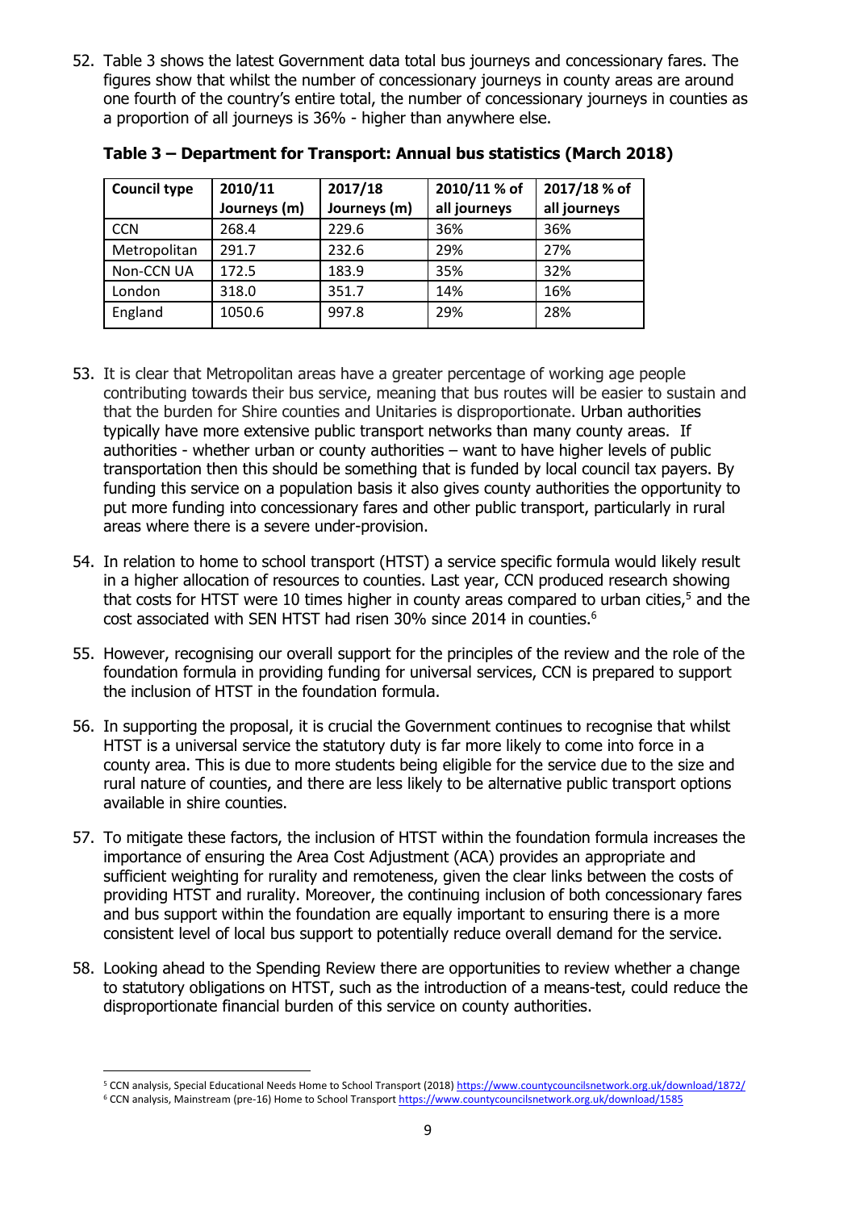52. Table 3 shows the latest Government data total bus journeys and concessionary fares. The figures show that whilst the number of concessionary journeys in county areas are around one fourth of the country's entire total, the number of concessionary journeys in counties as a proportion of all journeys is 36% - higher than anywhere else.

**Table 3 – Department for Transport: Annual bus statistics (March 2018)**

| Council type | 2010/11 Journeys (m) | 2017/18 Journeys (m) | 2010/11 % of all journeys | 2017/18 % of all journeys |
|---|---|---|---|---|
| CCN | 268.4 | 229.6 | 36% | 36% |
| Metropolitan | 291.7 | 232.6 | 29% | 27% |
| Non-CCN UA | 172.5 | 183.9 | 35% | 32% |
| London | 318.0 | 351.7 | 14% | 16% |
| England | 1050.6 | 997.8 | 29% | 28% |

53. It is clear that Metropolitan areas have a greater percentage of working age people contributing towards their bus service, meaning that bus routes will be easier to sustain and that the burden for Shire counties and Unitaries is disproportionate. Urban authorities typically have more extensive public transport networks than many county areas. If authorities - whether urban or county authorities – want to have higher levels of public transportation then this should be something that is funded by local council tax payers. By funding this service on a population basis it also gives county authorities the opportunity to put more funding into concessionary fares and other public transport, particularly in rural areas where there is a severe under-provision.

54. In relation to home to school transport (HTST) a service specific formula would likely result in a higher allocation of resources to counties. Last year, CCN produced research showing that costs for HTST were 10 times higher in county areas compared to urban cities,[5] and the cost associated with SEN HTST had risen 30% since 2014 in counties.[6]

55. However, recognising our overall support for the principles of the review and the role of the foundation formula in providing funding for universal services, CCN is prepared to support the inclusion of HTST in the foundation formula.

56. In supporting the proposal, it is crucial the Government continues to recognise that whilst HTST is a universal service the statutory duty is far more likely to come into force in a county area. This is due to more students being eligible for the service due to the size and rural nature of counties, and there are less likely to be alternative public transport options available in shire counties.

57. To mitigate these factors, the inclusion of HTST within the foundation formula increases the importance of ensuring the Area Cost Adjustment (ACA) provides an appropriate and sufficient weighting for rurality and remoteness, given the clear links between the costs of providing HTST and rurality. Moreover, the continuing inclusion of both concessionary fares and bus support within the foundation are equally important to ensuring there is a more consistent level of local bus support to potentially reduce overall demand for the service.

58. Looking ahead to the Spending Review there are opportunities to review whether a change to statutory obligations on HTST, such as the introduction of a means-test, could reduce the disproportionate financial burden of this service on county authorities.

---

[5] CCN analysis, Special Educational Needs Home to School Transport (2018) https://www.countycouncilsnetwork.org.uk/download/1872/

[6] CCN analysis, Mainstream (pre-16) Home to School Transport https://www.countycouncilsnetwork.org.uk/download/1585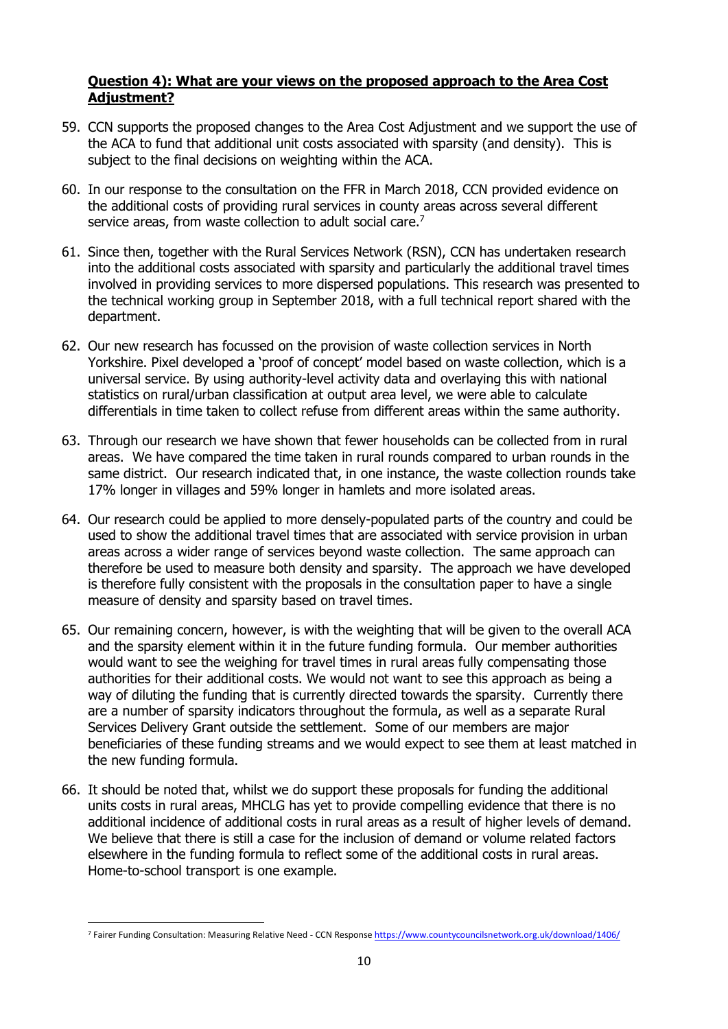**Question 4): What are your views on the proposed approach to the Area Cost Adjustment?**

59. CCN supports the proposed changes to the Area Cost Adjustment and we support the use of the ACA to fund that additional unit costs associated with sparsity (and density). This is subject to the final decisions on weighting within the ACA.

60. In our response to the consultation on the FFR in March 2018, CCN provided evidence on the additional costs of providing rural services in county areas across several different service areas, from waste collection to adult social care.[7]

61. Since then, together with the Rural Services Network (RSN), CCN has undertaken research into the additional costs associated with sparsity and particularly the additional travel times involved in providing services to more dispersed populations. This research was presented to the technical working group in September 2018, with a full technical report shared with the department.

62. Our new research has focussed on the provision of waste collection services in North Yorkshire. Pixel developed a 'proof of concept' model based on waste collection, which is a universal service. By using authority-level activity data and overlaying this with national statistics on rural/urban classification at output area level, we were able to calculate differentials in time taken to collect refuse from different areas within the same authority.

63. Through our research we have shown that fewer households can be collected from in rural areas. We have compared the time taken in rural rounds compared to urban rounds in the same district. Our research indicated that, in one instance, the waste collection rounds take 17% longer in villages and 59% longer in hamlets and more isolated areas.

64. Our research could be applied to more densely-populated parts of the country and could be used to show the additional travel times that are associated with service provision in urban areas across a wider range of services beyond waste collection. The same approach can therefore be used to measure both density and sparsity. The approach we have developed is therefore fully consistent with the proposals in the consultation paper to have a single measure of density and sparsity based on travel times.

65. Our remaining concern, however, is with the weighting that will be given to the overall ACA and the sparsity element within it in the future funding formula. Our member authorities would want to see the weighing for travel times in rural areas fully compensating those authorities for their additional costs. We would not want to see this approach as being a way of diluting the funding that is currently directed towards the sparsity. Currently there are a number of sparsity indicators throughout the formula, as well as a separate Rural Services Delivery Grant outside the settlement. Some of our members are major beneficiaries of these funding streams and we would expect to see them at least matched in the new funding formula.

66. It should be noted that, whilst we do support these proposals for funding the additional units costs in rural areas, MHCLG has yet to provide compelling evidence that there is no additional incidence of additional costs in rural areas as a result of higher levels of demand. We believe that there is still a case for the inclusion of demand or volume related factors elsewhere in the funding formula to reflect some of the additional costs in rural areas. Home-to-school transport is one example.

---

[7] Fairer Funding Consultation: Measuring Relative Need - CCN Response https://www.countycouncilsnetwork.org.uk/download/1406/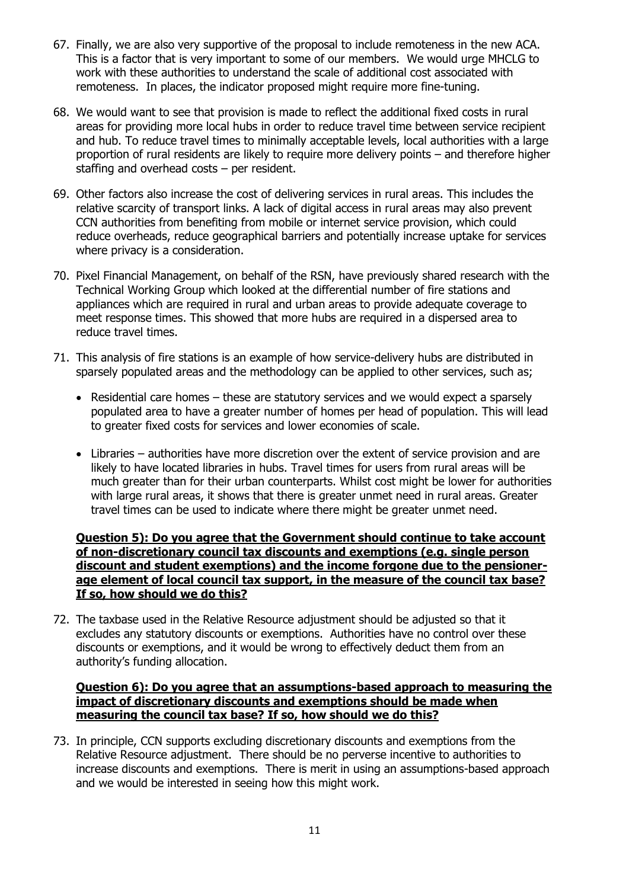67. Finally, we are also very supportive of the proposal to include remoteness in the new ACA. This is a factor that is very important to some of our members. We would urge MHCLG to work with these authorities to understand the scale of additional cost associated with remoteness. In places, the indicator proposed might require more fine-tuning.

68. We would want to see that provision is made to reflect the additional fixed costs in rural areas for providing more local hubs in order to reduce travel time between service recipient and hub. To reduce travel times to minimally acceptable levels, local authorities with a large proportion of rural residents are likely to require more delivery points – and therefore higher staffing and overhead costs – per resident.

69. Other factors also increase the cost of delivering services in rural areas. This includes the relative scarcity of transport links. A lack of digital access in rural areas may also prevent CCN authorities from benefiting from mobile or internet service provision, which could reduce overheads, reduce geographical barriers and potentially increase uptake for services where privacy is a consideration.

70. Pixel Financial Management, on behalf of the RSN, have previously shared research with the Technical Working Group which looked at the differential number of fire stations and appliances which are required in rural and urban areas to provide adequate coverage to meet response times. This showed that more hubs are required in a dispersed area to reduce travel times.

71. This analysis of fire stations is an example of how service-delivery hubs are distributed in sparsely populated areas and the methodology can be applied to other services, such as;

    - Residential care homes – these are statutory services and we would expect a sparsely populated area to have a greater number of homes per head of population. This will lead to greater fixed costs for services and lower economies of scale.

    - Libraries – authorities have more discretion over the extent of service provision and are likely to have located libraries in hubs. Travel times for users from rural areas will be much greater than for their urban counterparts. Whilst cost might be lower for authorities with large rural areas, it shows that there is greater unmet need in rural areas. Greater travel times can be used to indicate where there might be greater unmet need.

**Question 5): Do you agree that the Government should continue to take account of non-discretionary council tax discounts and exemptions (e.g. single person discount and student exemptions) and the income forgone due to the pensioner-age element of local council tax support, in the measure of the council tax base? If so, how should we do this?**

72. The taxbase used in the Relative Resource adjustment should be adjusted so that it excludes any statutory discounts or exemptions. Authorities have no control over these discounts or exemptions, and it would be wrong to effectively deduct them from an authority's funding allocation.

**Question 6): Do you agree that an assumptions-based approach to measuring the impact of discretionary discounts and exemptions should be made when measuring the council tax base? If so, how should we do this?**

73. In principle, CCN supports excluding discretionary discounts and exemptions from the Relative Resource adjustment. There should be no perverse incentive to authorities to increase discounts and exemptions. There is merit in using an assumptions-based approach and we would be interested in seeing how this might work.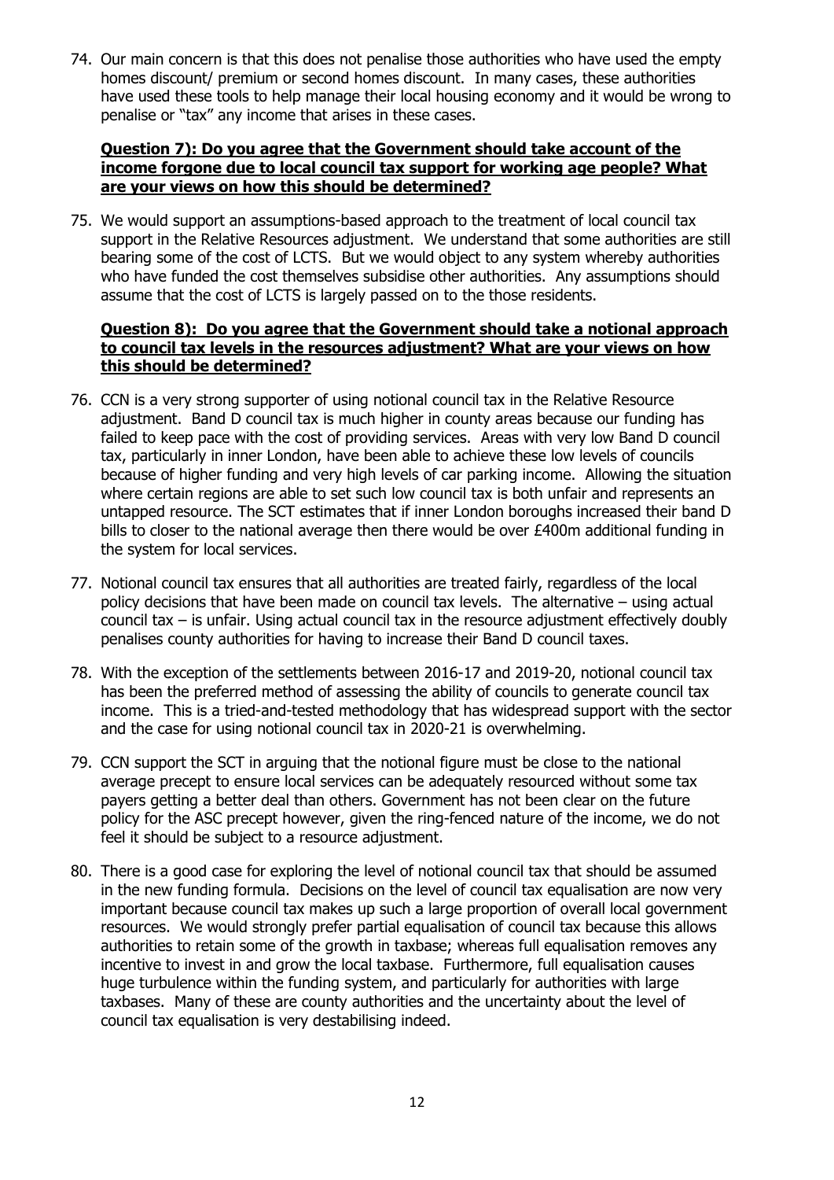74. Our main concern is that this does not penalise those authorities who have used the empty homes discount/ premium or second homes discount. In many cases, these authorities have used these tools to help manage their local housing economy and it would be wrong to penalise or "tax" any income that arises in these cases.

**Question 7): Do you agree that the Government should take account of the income forgone due to local council tax support for working age people? What are your views on how this should be determined?**

75. We would support an assumptions-based approach to the treatment of local council tax support in the Relative Resources adjustment. We understand that some authorities are still bearing some of the cost of LCTS. But we would object to any system whereby authorities who have funded the cost themselves subsidise other authorities. Any assumptions should assume that the cost of LCTS is largely passed on to the those residents.

**Question 8): Do you agree that the Government should take a notional approach to council tax levels in the resources adjustment? What are your views on how this should be determined?**

76. CCN is a very strong supporter of using notional council tax in the Relative Resource adjustment. Band D council tax is much higher in county areas because our funding has failed to keep pace with the cost of providing services. Areas with very low Band D council tax, particularly in inner London, have been able to achieve these low levels of councils because of higher funding and very high levels of car parking income. Allowing the situation where certain regions are able to set such low council tax is both unfair and represents an untapped resource. The SCT estimates that if inner London boroughs increased their band D bills to closer to the national average then there would be over £400m additional funding in the system for local services.

77. Notional council tax ensures that all authorities are treated fairly, regardless of the local policy decisions that have been made on council tax levels. The alternative – using actual council tax – is unfair. Using actual council tax in the resource adjustment effectively doubly penalises county authorities for having to increase their Band D council taxes.

78. With the exception of the settlements between 2016-17 and 2019-20, notional council tax has been the preferred method of assessing the ability of councils to generate council tax income. This is a tried-and-tested methodology that has widespread support with the sector and the case for using notional council tax in 2020-21 is overwhelming.

79. CCN support the SCT in arguing that the notional figure must be close to the national average precept to ensure local services can be adequately resourced without some tax payers getting a better deal than others. Government has not been clear on the future policy for the ASC precept however, given the ring-fenced nature of the income, we do not feel it should be subject to a resource adjustment.

80. There is a good case for exploring the level of notional council tax that should be assumed in the new funding formula. Decisions on the level of council tax equalisation are now very important because council tax makes up such a large proportion of overall local government resources. We would strongly prefer partial equalisation of council tax because this allows authorities to retain some of the growth in taxbase; whereas full equalisation removes any incentive to invest in and grow the local taxbase. Furthermore, full equalisation causes huge turbulence within the funding system, and particularly for authorities with large taxbases. Many of these are county authorities and the uncertainty about the level of council tax equalisation is very destabilising indeed.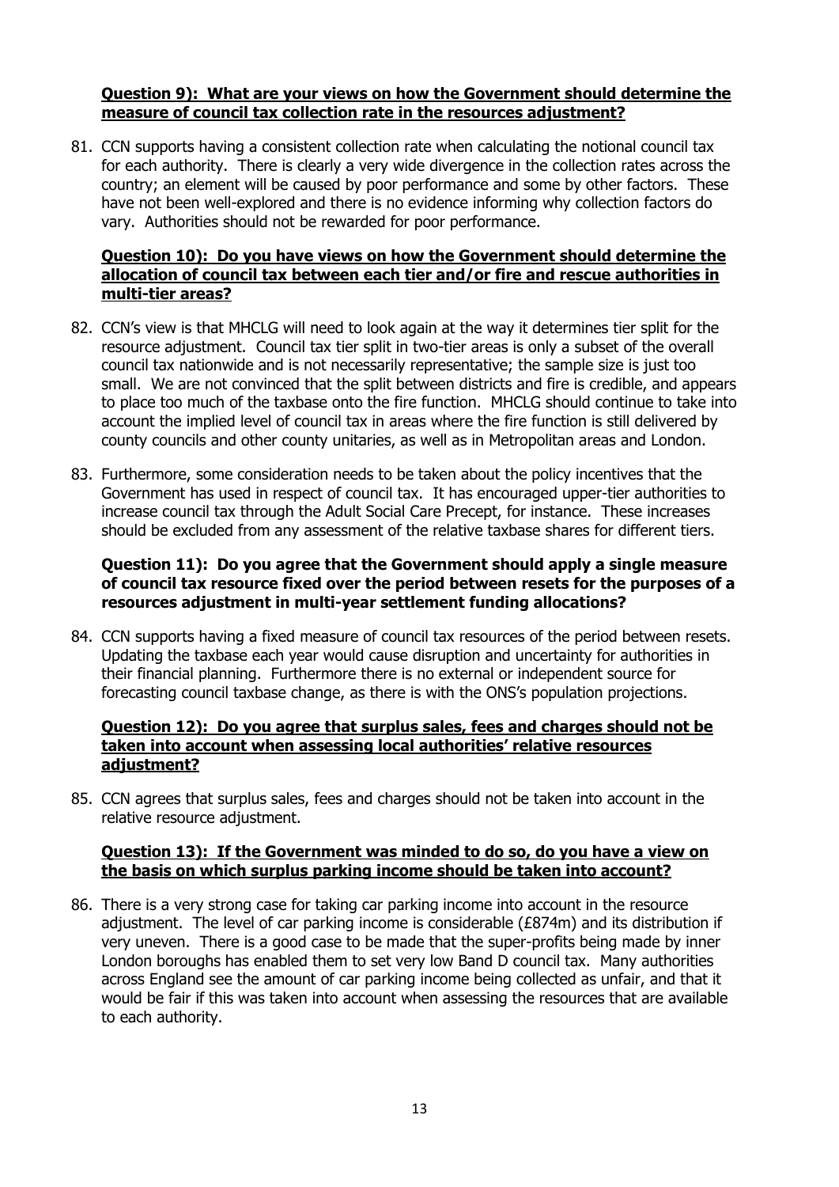**Question 9): What are your views on how the Government should determine the measure of council tax collection rate in the resources adjustment?**

81. CCN supports having a consistent collection rate when calculating the notional council tax for each authority. There is clearly a very wide divergence in the collection rates across the country; an element will be caused by poor performance and some by other factors. These have not been well-explored and there is no evidence informing why collection factors do vary. Authorities should not be rewarded for poor performance.

**Question 10): Do you have views on how the Government should determine the allocation of council tax between each tier and/or fire and rescue authorities in multi-tier areas?**

82. CCN's view is that MHCLG will need to look again at the way it determines tier split for the resource adjustment. Council tax tier split in two-tier areas is only a subset of the overall council tax nationwide and is not necessarily representative; the sample size is just too small. We are not convinced that the split between districts and fire is credible, and appears to place too much of the taxbase onto the fire function. MHCLG should continue to take into account the implied level of council tax in areas where the fire function is still delivered by county councils and other county unitaries, as well as in Metropolitan areas and London.

83. Furthermore, some consideration needs to be taken about the policy incentives that the Government has used in respect of council tax. It has encouraged upper-tier authorities to increase council tax through the Adult Social Care Precept, for instance. These increases should be excluded from any assessment of the relative taxbase shares for different tiers.

**Question 11): Do you agree that the Government should apply a single measure of council tax resource fixed over the period between resets for the purposes of a resources adjustment in multi-year settlement funding allocations?**

84. CCN supports having a fixed measure of council tax resources of the period between resets. Updating the taxbase each year would cause disruption and uncertainty for authorities in their financial planning. Furthermore there is no external or independent source for forecasting council taxbase change, as there is with the ONS's population projections.

**Question 12): Do you agree that surplus sales, fees and charges should not be taken into account when assessing local authorities' relative resources adjustment?**

85. CCN agrees that surplus sales, fees and charges should not be taken into account in the relative resource adjustment.

**Question 13): If the Government was minded to do so, do you have a view on the basis on which surplus parking income should be taken into account?**

86. There is a very strong case for taking car parking income into account in the resource adjustment. The level of car parking income is considerable (£874m) and its distribution if very uneven. There is a good case to be made that the super-profits being made by inner London boroughs has enabled them to set very low Band D council tax. Many authorities across England see the amount of car parking income being collected as unfair, and that it would be fair if this was taken into account when assessing the resources that are available to each authority.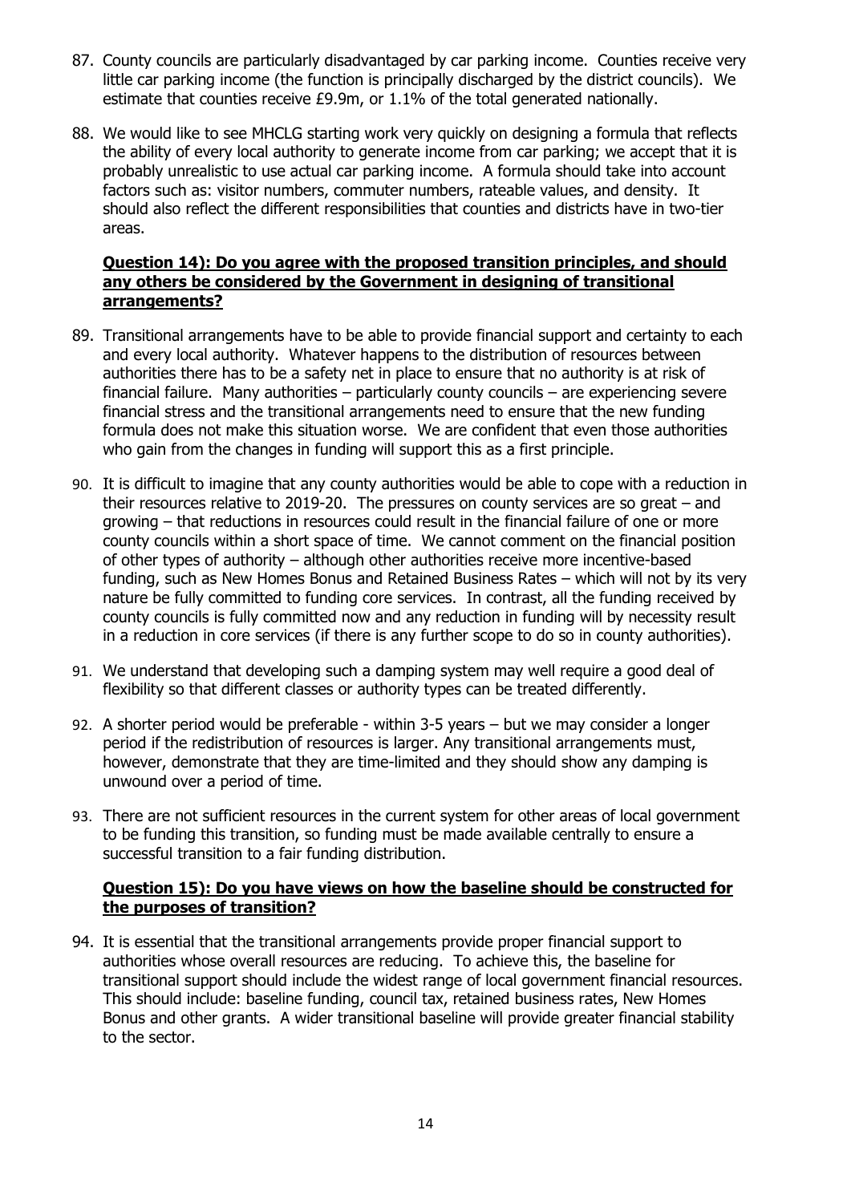87. County councils are particularly disadvantaged by car parking income. Counties receive very little car parking income (the function is principally discharged by the district councils). We estimate that counties receive £9.9m, or 1.1% of the total generated nationally.

88. We would like to see MHCLG starting work very quickly on designing a formula that reflects the ability of every local authority to generate income from car parking; we accept that it is probably unrealistic to use actual car parking income. A formula should take into account factors such as: visitor numbers, commuter numbers, rateable values, and density. It should also reflect the different responsibilities that counties and districts have in two-tier areas.

### Question 14): Do you agree with the proposed transition principles, and should any others be considered by the Government in designing of transitional arrangements?

89. Transitional arrangements have to be able to provide financial support and certainty to each and every local authority. Whatever happens to the distribution of resources between authorities there has to be a safety net in place to ensure that no authority is at risk of financial failure. Many authorities – particularly county councils – are experiencing severe financial stress and the transitional arrangements need to ensure that the new funding formula does not make this situation worse. We are confident that even those authorities who gain from the changes in funding will support this as a first principle.

90. It is difficult to imagine that any county authorities would be able to cope with a reduction in their resources relative to 2019-20. The pressures on county services are so great – and growing – that reductions in resources could result in the financial failure of one or more county councils within a short space of time. We cannot comment on the financial position of other types of authority – although other authorities receive more incentive-based funding, such as New Homes Bonus and Retained Business Rates – which will not by its very nature be fully committed to funding core services. In contrast, all the funding received by county councils is fully committed now and any reduction in funding will by necessity result in a reduction in core services (if there is any further scope to do so in county authorities).

91. We understand that developing such a damping system may well require a good deal of flexibility so that different classes or authority types can be treated differently.

92. A shorter period would be preferable - within 3-5 years – but we may consider a longer period if the redistribution of resources is larger. Any transitional arrangements must, however, demonstrate that they are time-limited and they should show any damping is unwound over a period of time.

93. There are not sufficient resources in the current system for other areas of local government to be funding this transition, so funding must be made available centrally to ensure a successful transition to a fair funding distribution.

### Question 15): Do you have views on how the baseline should be constructed for the purposes of transition?

94. It is essential that the transitional arrangements provide proper financial support to authorities whose overall resources are reducing. To achieve this, the baseline for transitional support should include the widest range of local government financial resources. This should include: baseline funding, council tax, retained business rates, New Homes Bonus and other grants. A wider transitional baseline will provide greater financial stability to the sector.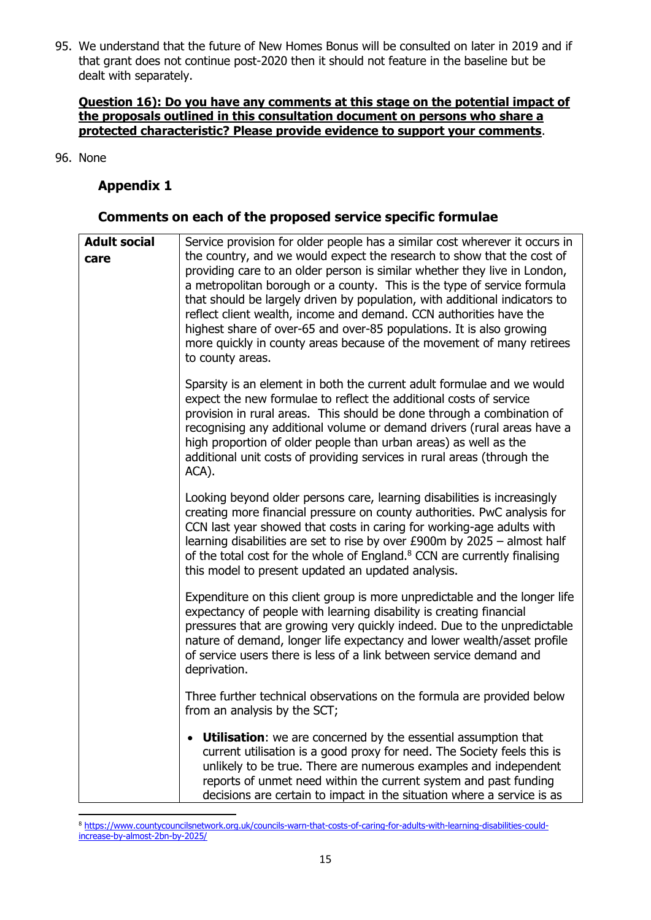95. We understand that the future of New Homes Bonus will be consulted on later in 2019 and if that grant does not continue post-2020 then it should not feature in the baseline but be dealt with separately.

**Question 16): Do you have any comments at this stage on the potential impact of the proposals outlined in this consultation document on persons who share a protected characteristic? Please provide evidence to support your comments**.

96. None

## Appendix 1

## Comments on each of the proposed service specific formulae

| **Adult social care** | Service provision for older people has a similar cost wherever it occurs in the country, and we would expect the research to show that the cost of providing care to an older person is similar whether they live in London, a metropolitan borough or a county. This is the type of service formula that should be largely driven by population, with additional indicators to reflect client wealth, income and demand. CCN authorities have the highest share of over-65 and over-85 populations. It is also growing more quickly in county areas because of the movement of many retirees to county areas.<br><br>Sparsity is an element in both the current adult formulae and we would expect the new formulae to reflect the additional costs of service provision in rural areas. This should be done through a combination of recognising any additional volume or demand drivers (rural areas have a high proportion of older people than urban areas) as well as the additional unit costs of providing services in rural areas (through the ACA).<br><br>Looking beyond older persons care, learning disabilities is increasingly creating more financial pressure on county authorities. PwC analysis for CCN last year showed that costs in caring for working-age adults with learning disabilities are set to rise by over £900m by 2025 – almost half of the total cost for the whole of England.[8] CCN are currently finalising this model to present updated an updated analysis.<br><br>Expenditure on this client group is more unpredictable and the longer life expectancy of people with learning disability is creating financial pressures that are growing very quickly indeed. Due to the unpredictable nature of demand, longer life expectancy and lower wealth/asset profile of service users there is less of a link between service demand and deprivation.<br><br>Three further technical observations on the formula are provided below from an analysis by the SCT;<br><br>• **Utilisation**: we are concerned by the essential assumption that current utilisation is a good proxy for need. The Society feels this is unlikely to be true. There are numerous examples and independent reports of unmet need within the current system and past funding decisions are certain to impact in the situation where a service is as |
|---|---|

[8] https://www.countycouncilsnetwork.org.uk/councils-warn-that-costs-of-caring-for-adults-with-learning-disabilities-could-increase-by-almost-2bn-by-2025/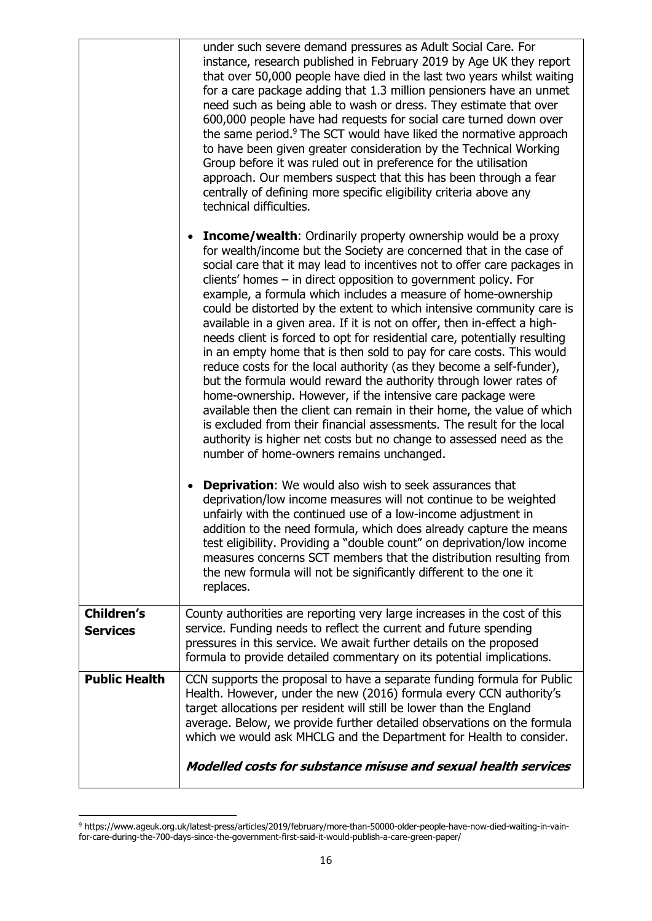| | |
|---|---|
| | under such severe demand pressures as Adult Social Care. For instance, research published in February 2019 by Age UK they report that over 50,000 people have died in the last two years whilst waiting for a care package adding that 1.3 million pensioners have an unmet need such as being able to wash or dress. They estimate that over 600,000 people have had requests for social care turned down over the same period.[9] The SCT would have liked the normative approach to have been given greater consideration by the Technical Working Group before it was ruled out in preference for the utilisation approach. Our members suspect that this has been through a fear centrally of defining more specific eligibility criteria above any technical difficulties.<br><br>• **Income/wealth**: Ordinarily property ownership would be a proxy for wealth/income but the Society are concerned that in the case of social care that it may lead to incentives not to offer care packages in clients' homes – in direct opposition to government policy. For example, a formula which includes a measure of home-ownership could be distorted by the extent to which intensive community care is available in a given area. If it is not on offer, then in-effect a high-needs client is forced to opt for residential care, potentially resulting in an empty home that is then sold to pay for care costs. This would reduce costs for the local authority (as they become a self-funder), but the formula would reward the authority through lower rates of home-ownership. However, if the intensive care package were available then the client can remain in their home, the value of which is excluded from their financial assessments. The result for the local authority is higher net costs but no change to assessed need as the number of home-owners remains unchanged.<br><br>• **Deprivation**: We would also wish to seek assurances that deprivation/low income measures will not continue to be weighted unfairly with the continued use of a low-income adjustment in addition to the need formula, which does already capture the means test eligibility. Providing a "double count" on deprivation/low income measures concerns SCT members that the distribution resulting from the new formula will not be significantly different to the one it replaces. |
| **Children's Services** | County authorities are reporting very large increases in the cost of this service. Funding needs to reflect the current and future spending pressures in this service. We await further details on the proposed formula to provide detailed commentary on its potential implications. |
| **Public Health** | CCN supports the proposal to have a separate funding formula for Public Health. However, under the new (2016) formula every CCN authority's target allocations per resident will still be lower than the England average. Below, we provide further detailed observations on the formula which we would ask MHCLG and the Department for Health to consider.<br><br>***Modelled costs for substance misuse and sexual health services*** |

[9] https://www.ageuk.org.uk/latest-press/articles/2019/february/more-than-50000-older-people-have-now-died-waiting-in-vain-for-care-during-the-700-days-since-the-government-first-said-it-would-publish-a-care-green-paper/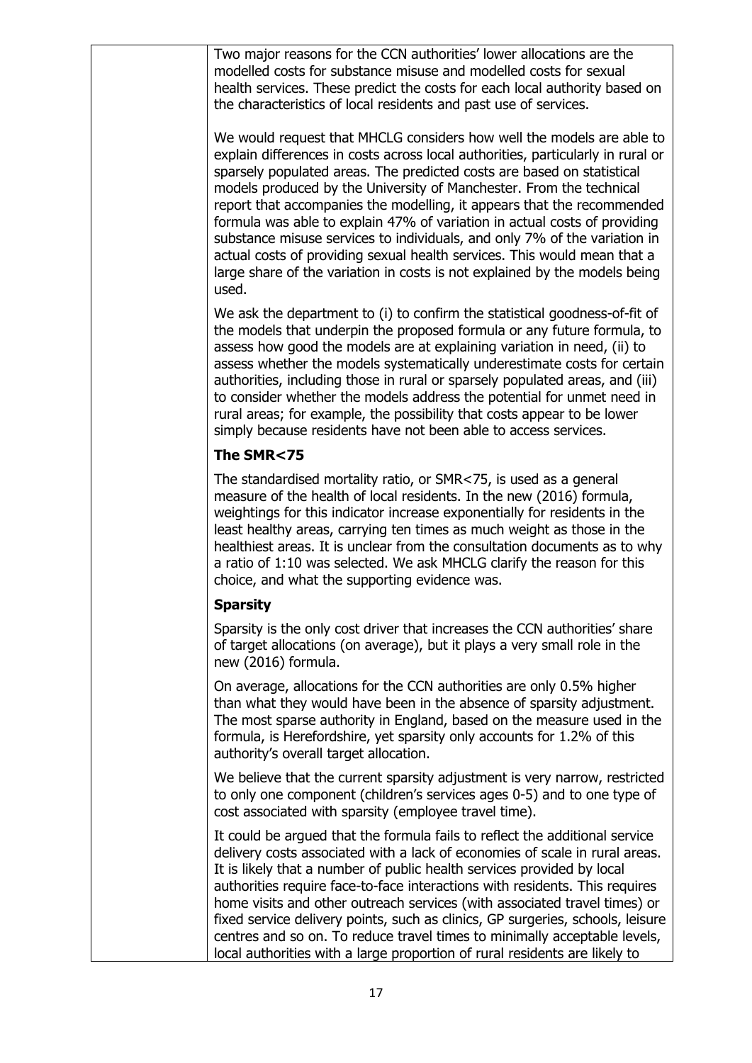Two major reasons for the CCN authorities' lower allocations are the modelled costs for substance misuse and modelled costs for sexual health services. These predict the costs for each local authority based on the characteristics of local residents and past use of services.

We would request that MHCLG considers how well the models are able to explain differences in costs across local authorities, particularly in rural or sparsely populated areas. The predicted costs are based on statistical models produced by the University of Manchester. From the technical report that accompanies the modelling, it appears that the recommended formula was able to explain 47% of variation in actual costs of providing substance misuse services to individuals, and only 7% of the variation in actual costs of providing sexual health services. This would mean that a large share of the variation in costs is not explained by the models being used.

We ask the department to (i) to confirm the statistical goodness-of-fit of the models that underpin the proposed formula or any future formula, to assess how good the models are at explaining variation in need, (ii) to assess whether the models systematically underestimate costs for certain authorities, including those in rural or sparsely populated areas, and (iii) to consider whether the models address the potential for unmet need in rural areas; for example, the possibility that costs appear to be lower simply because residents have not been able to access services.

**The SMR<75**

The standardised mortality ratio, or SMR<75, is used as a general measure of the health of local residents. In the new (2016) formula, weightings for this indicator increase exponentially for residents in the least healthy areas, carrying ten times as much weight as those in the healthiest areas. It is unclear from the consultation documents as to why a ratio of 1:10 was selected. We ask MHCLG clarify the reason for this choice, and what the supporting evidence was.

**Sparsity**

Sparsity is the only cost driver that increases the CCN authorities' share of target allocations (on average), but it plays a very small role in the new (2016) formula.

On average, allocations for the CCN authorities are only 0.5% higher than what they would have been in the absence of sparsity adjustment. The most sparse authority in England, based on the measure used in the formula, is Herefordshire, yet sparsity only accounts for 1.2% of this authority's overall target allocation.

We believe that the current sparsity adjustment is very narrow, restricted to only one component (children's services ages 0-5) and to one type of cost associated with sparsity (employee travel time).

It could be argued that the formula fails to reflect the additional service delivery costs associated with a lack of economies of scale in rural areas. It is likely that a number of public health services provided by local authorities require face-to-face interactions with residents. This requires home visits and other outreach services (with associated travel times) or fixed service delivery points, such as clinics, GP surgeries, schools, leisure centres and so on. To reduce travel times to minimally acceptable levels, local authorities with a large proportion of rural residents are likely to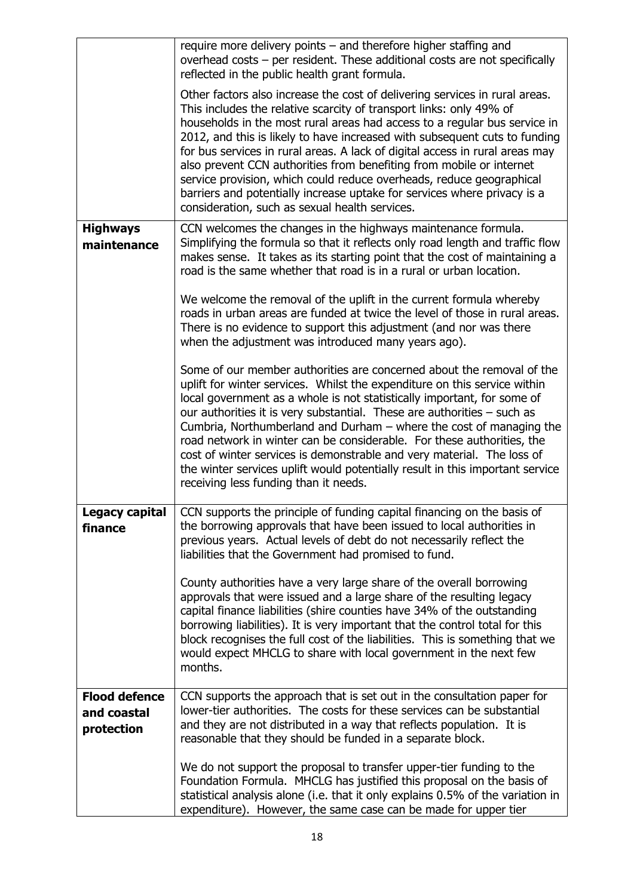| | |
|---|---|
| | require more delivery points – and therefore higher staffing and overhead costs – per resident. These additional costs are not specifically reflected in the public health grant formula.<br><br>Other factors also increase the cost of delivering services in rural areas. This includes the relative scarcity of transport links: only 49% of households in the most rural areas had access to a regular bus service in 2012, and this is likely to have increased with subsequent cuts to funding for bus services in rural areas. A lack of digital access in rural areas may also prevent CCN authorities from benefiting from mobile or internet service provision, which could reduce overheads, reduce geographical barriers and potentially increase uptake for services where privacy is a consideration, such as sexual health services. |
| **Highways maintenance** | CCN welcomes the changes in the highways maintenance formula. Simplifying the formula so that it reflects only road length and traffic flow makes sense. It takes as its starting point that the cost of maintaining a road is the same whether that road is in a rural or urban location.<br><br>We welcome the removal of the uplift in the current formula whereby roads in urban areas are funded at twice the level of those in rural areas. There is no evidence to support this adjustment (and nor was there when the adjustment was introduced many years ago).<br><br>Some of our member authorities are concerned about the removal of the uplift for winter services. Whilst the expenditure on this service within local government as a whole is not statistically important, for some of our authorities it is very substantial. These are authorities – such as Cumbria, Northumberland and Durham – where the cost of managing the road network in winter can be considerable. For these authorities, the cost of winter services is demonstrable and very material. The loss of the winter services uplift would potentially result in this important service receiving less funding than it needs. |
| **Legacy capital finance** | CCN supports the principle of funding capital financing on the basis of the borrowing approvals that have been issued to local authorities in previous years. Actual levels of debt do not necessarily reflect the liabilities that the Government had promised to fund.<br><br>County authorities have a very large share of the overall borrowing approvals that were issued and a large share of the resulting legacy capital finance liabilities (shire counties have 34% of the outstanding borrowing liabilities). It is very important that the control total for this block recognises the full cost of the liabilities. This is something that we would expect MHCLG to share with local government in the next few months. |
| **Flood defence and coastal protection** | CCN supports the approach that is set out in the consultation paper for lower-tier authorities. The costs for these services can be substantial and they are not distributed in a way that reflects population. It is reasonable that they should be funded in a separate block.<br><br>We do not support the proposal to transfer upper-tier funding to the Foundation Formula. MHCLG has justified this proposal on the basis of statistical analysis alone (i.e. that it only explains 0.5% of the variation in expenditure). However, the same case can be made for upper tier |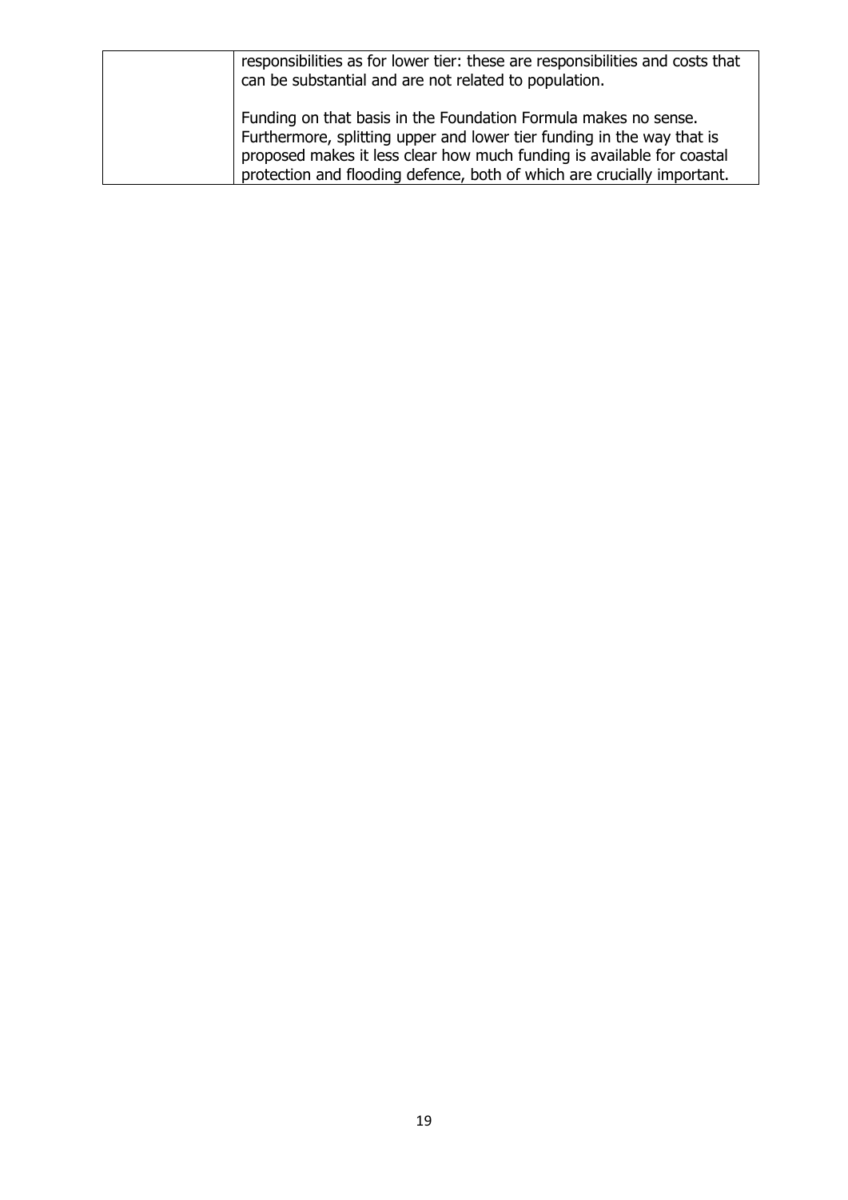| | |
|---|---|
| | responsibilities as for lower tier: these are responsibilities and costs that can be substantial and are not related to population.<br><br>Funding on that basis in the Foundation Formula makes no sense. Furthermore, splitting upper and lower tier funding in the way that is proposed makes it less clear how much funding is available for coastal protection and flooding defence, both of which are crucially important. |